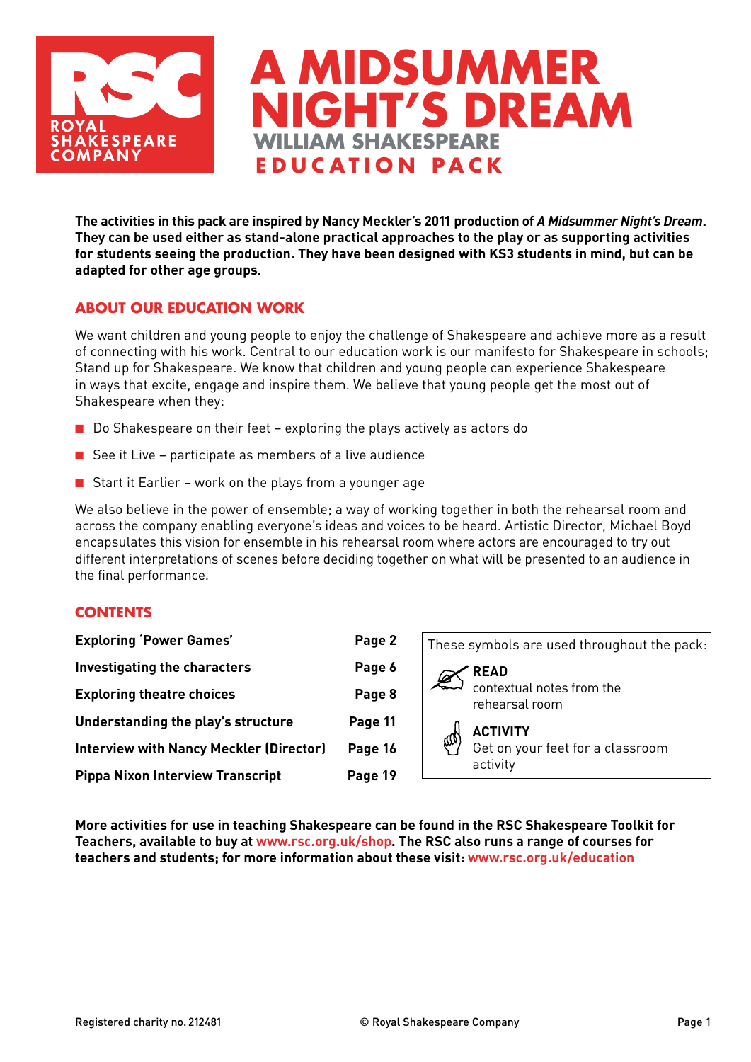ROYAL SHAKESPEARE COMPANY

# A MIDSUMMER NIGHT'S DREAM

## WILLIAM SHAKESPEARE

## EDUCATION PACK

**The activities in this pack are inspired by Nancy Meckler's 2011 production of *A Midsummer Night's Dream*. They can be used either as stand-alone practical approaches to the play or as supporting activities for students seeing the production. They have been designed with KS3 students in mind, but can be adapted for other age groups.**

## ABOUT OUR EDUCATION WORK

We want children and young people to enjoy the challenge of Shakespeare and achieve more as a result of connecting with his work. Central to our education work is our manifesto for Shakespeare in schools; Stand up for Shakespeare. We know that children and young people can experience Shakespeare in ways that excite, engage and inspire them. We believe that young people get the most out of Shakespeare when they:

- Do Shakespeare on their feet – exploring the plays actively as actors do
- See it Live – participate as members of a live audience
- Start it Earlier – work on the plays from a younger age

We also believe in the power of ensemble; a way of working together in both the rehearsal room and across the company enabling everyone's ideas and voices to be heard. Artistic Director, Michael Boyd encapsulates this vision for ensemble in his rehearsal room where actors are encouraged to try out different interpretations of scenes before deciding together on what will be presented to an audience in the final performance.

## CONTENTS

| | |
|---|---|
| **Exploring 'Power Games'** | **Page 2** |
| **Investigating the characters** | **Page 6** |
| **Exploring theatre choices** | **Page 8** |
| **Understanding the play's structure** | **Page 11** |
| **Interview with Nancy Meckler (Director)** | **Page 16** |
| **Pippa Nixon Interview Transcript** | **Page 19** |

These symbols are used throughout the pack:

**READ**
contextual notes from the rehearsal room

**ACTIVITY**
Get on your feet for a classroom activity

**More activities for use in teaching Shakespeare can be found in the RSC Shakespeare Toolkit for Teachers, available to buy at www.rsc.org.uk/shop. The RSC also runs a range of courses for teachers and students; for more information about these visit: www.rsc.org.uk/education**

Registered charity no. 212481 © Royal Shakespeare Company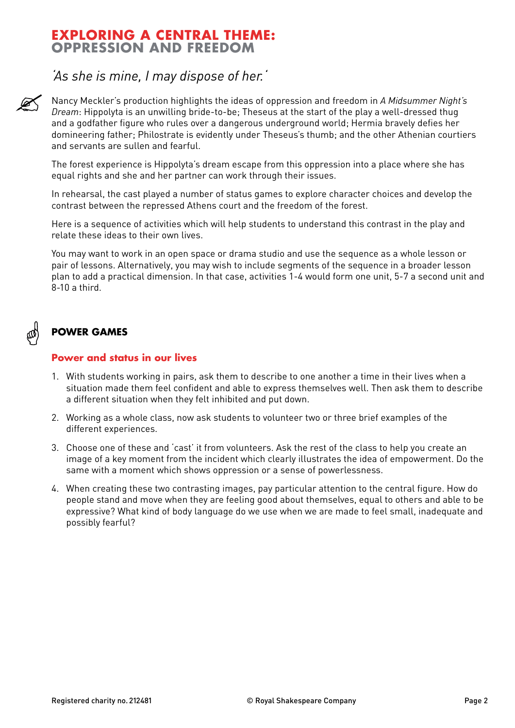# EXPLORING A CENTRAL THEME: OPPRESSION AND FREEDOM

*'As she is mine, I may dispose of her.'*

Nancy Meckler's production highlights the ideas of oppression and freedom in *A Midsummer Night's Dream*: Hippolyta is an unwilling bride-to-be; Theseus at the start of the play a well-dressed thug and a godfather figure who rules over a dangerous underground world; Hermia bravely defies her domineering father; Philostrate is evidently under Theseus's thumb; and the other Athenian courtiers and servants are sullen and fearful.

The forest experience is Hippolyta's dream escape from this oppression into a place where she has equal rights and she and her partner can work through their issues.

In rehearsal, the cast played a number of status games to explore character choices and develop the contrast between the repressed Athens court and the freedom of the forest.

Here is a sequence of activities which will help students to understand this contrast in the play and relate these ideas to their own lives.

You may want to work in an open space or drama studio and use the sequence as a whole lesson or pair of lessons. Alternatively, you may wish to include segments of the sequence in a broader lesson plan to add a practical dimension. In that case, activities 1-4 would form one unit, 5-7 a second unit and 8-10 a third.

## POWER GAMES

### Power and status in our lives

1. With students working in pairs, ask them to describe to one another a time in their lives when a situation made them feel confident and able to express themselves well. Then ask them to describe a different situation when they felt inhibited and put down.
2. Working as a whole class, now ask students to volunteer two or three brief examples of the different experiences.
3. Choose one of these and 'cast' it from volunteers. Ask the rest of the class to help you create an image of a key moment from the incident which clearly illustrates the idea of empowerment. Do the same with a moment which shows oppression or a sense of powerlessness.
4. When creating these two contrasting images, pay particular attention to the central figure. How do people stand and move when they are feeling good about themselves, equal to others and able to be expressive? What kind of body language do we use when we are made to feel small, inadequate and possibly fearful?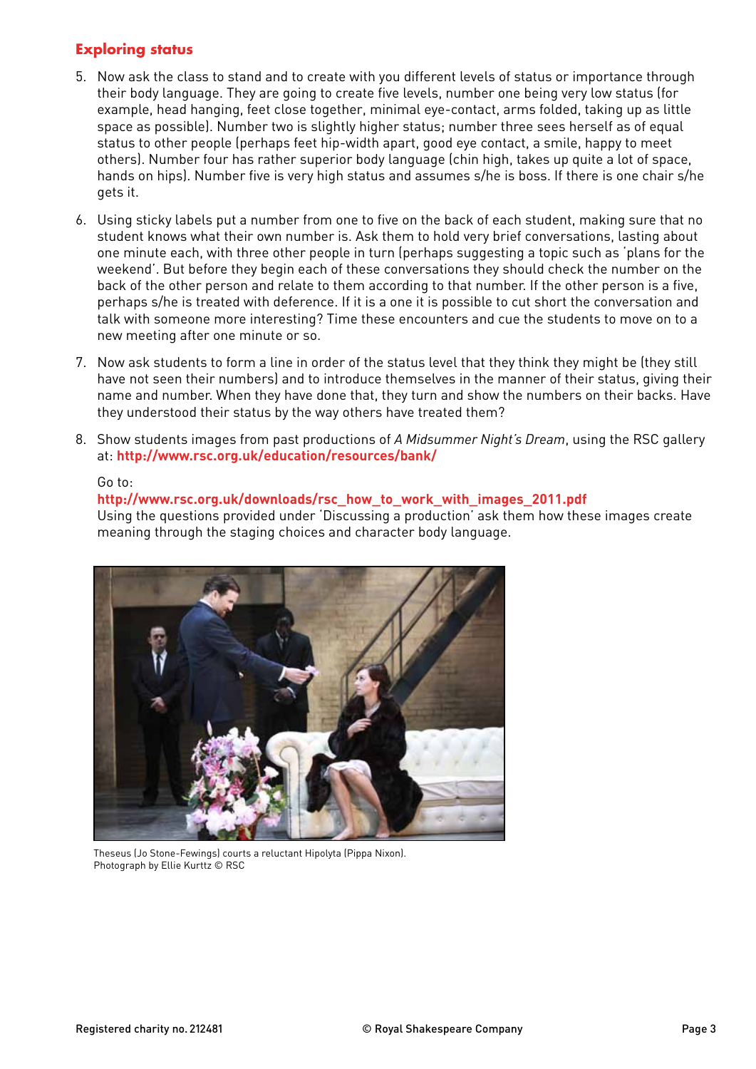## Exploring status

5. Now ask the class to stand and to create with you different levels of status or importance through their body language. They are going to create five levels, number one being very low status (for example, head hanging, feet close together, minimal eye-contact, arms folded, taking up as little space as possible). Number two is slightly higher status; number three sees herself as of equal status to other people (perhaps feet hip-width apart, good eye contact, a smile, happy to meet others). Number four has rather superior body language (chin high, takes up quite a lot of space, hands on hips). Number five is very high status and assumes s/he is boss. If there is one chair s/he gets it.

6. Using sticky labels put a number from one to five on the back of each student, making sure that no student knows what their own number is. Ask them to hold very brief conversations, lasting about one minute each, with three other people in turn (perhaps suggesting a topic such as 'plans for the weekend'. But before they begin each of these conversations they should check the number on the back of the other person and relate to them according to that number. If the other person is a five, perhaps s/he is treated with deference. If it is a one it is possible to cut short the conversation and talk with someone more interesting? Time these encounters and cue the students to move on to a new meeting after one minute or so.

7. Now ask students to form a line in order of the status level that they think they might be (they still have not seen their numbers) and to introduce themselves in the manner of their status, giving their name and number. When they have done that, they turn and show the numbers on their backs. Have they understood their status by the way others have treated them?

8. Show students images from past productions of *A Midsummer Night's Dream*, using the RSC gallery at: **http://www.rsc.org.uk/education/resources/bank/**

   Go to:
   **http://www.rsc.org.uk/downloads/rsc_how_to_work_with_images_2011.pdf**
   Using the questions provided under 'Discussing a production' ask them how these images create meaning through the staging choices and character body language.

Theseus (Jo Stone-Fewings) courts a reluctant Hipolyta (Pippa Nixon).
Photograph by Ellie Kurttz © RSC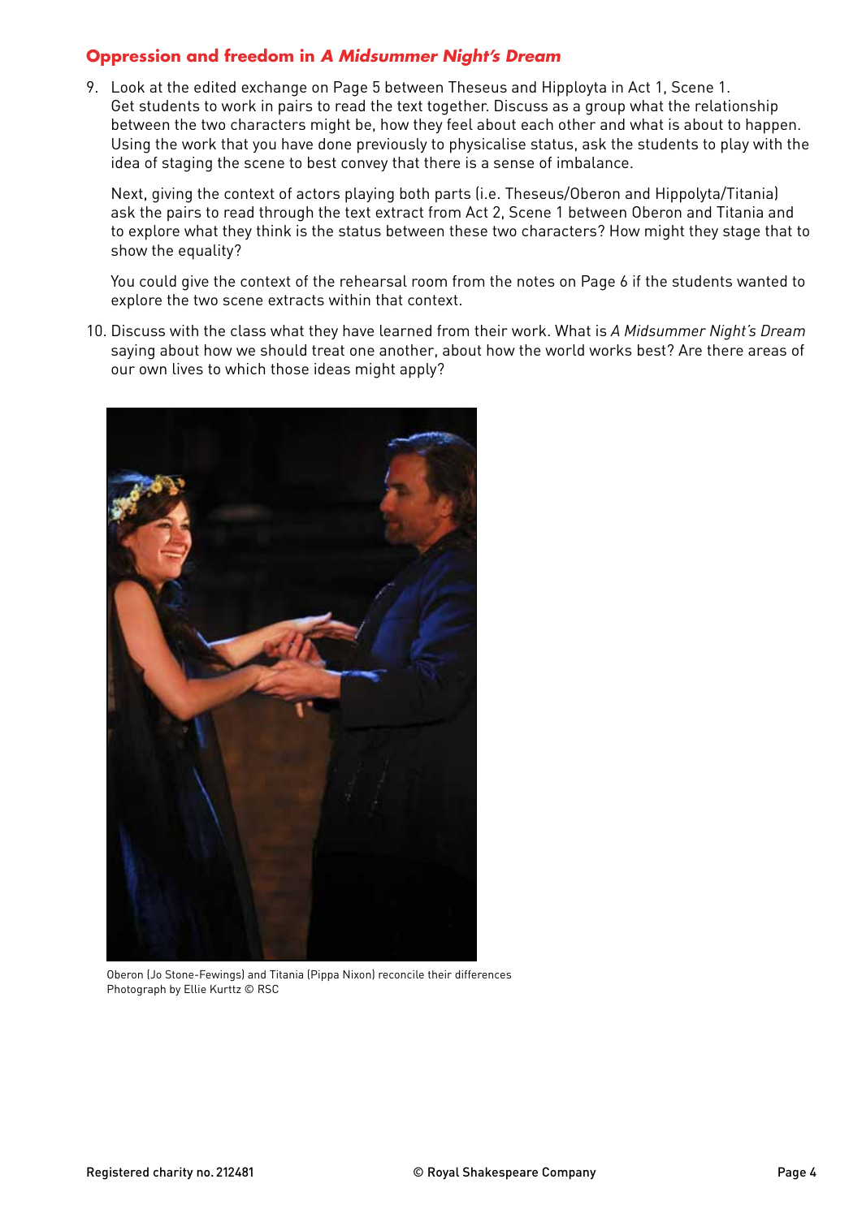## Oppression and freedom in *A Midsummer Night's Dream*

9. Look at the edited exchange on Page 5 between Theseus and Hipployta in Act 1, Scene 1. Get students to work in pairs to read the text together. Discuss as a group what the relationship between the two characters might be, how they feel about each other and what is about to happen. Using the work that you have done previously to physicalise status, ask the students to play with the idea of staging the scene to best convey that there is a sense of imbalance.

   Next, giving the context of actors playing both parts (i.e. Theseus/Oberon and Hippolyta/Titania) ask the pairs to read through the text extract from Act 2, Scene 1 between Oberon and Titania and to explore what they think is the status between these two characters? How might they stage that to show the equality?

   You could give the context of the rehearsal room from the notes on Page 6 if the students wanted to explore the two scene extracts within that context.

10. Discuss with the class what they have learned from their work. What is *A Midsummer Night's Dream* saying about how we should treat one another, about how the world works best? Are there areas of our own lives to which those ideas might apply?

Oberon (Jo Stone-Fewings) and Titania (Pippa Nixon) reconcile their differences
Photograph by Ellie Kurttz © RSC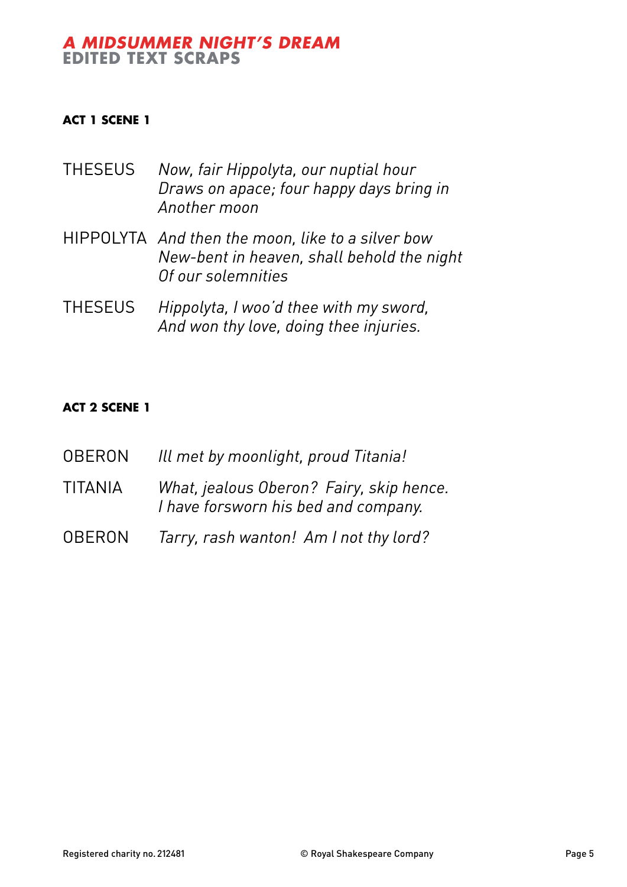# A MIDSUMMER NIGHT'S DREAM
## EDITED TEXT SCRAPS

**ACT 1 SCENE 1**

THESEUS *Now, fair Hippolyta, our nuptial hour*
*Draws on apace; four happy days bring in*
*Another moon*

HIPPOLYTA *And then the moon, like to a silver bow*
*New-bent in heaven, shall behold the night*
*Of our solemnities*

THESEUS *Hippolyta, I woo'd thee with my sword,*
*And won thy love, doing thee injuries.*

**ACT 2 SCENE 1**

OBERON *Ill met by moonlight, proud Titania!*

TITANIA *What, jealous Oberon? Fairy, skip hence.*
*I have forsworn his bed and company.*

OBERON *Tarry, rash wanton! Am I not thy lord?*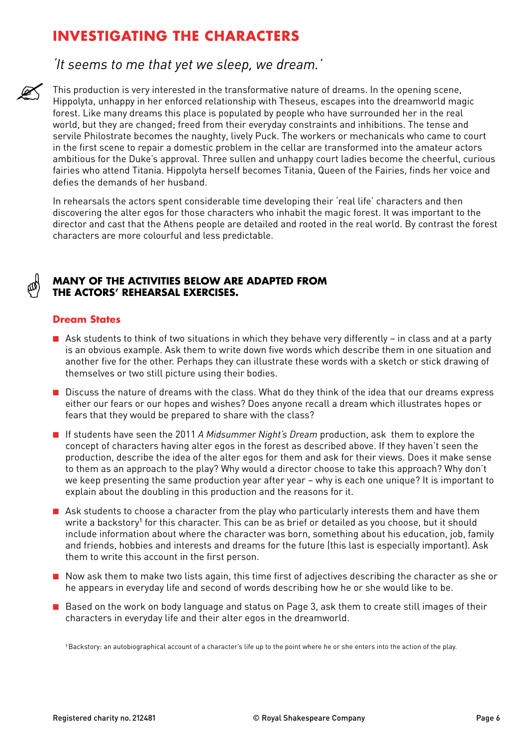# INVESTIGATING THE CHARACTERS

*'It seems to me that yet we sleep, we dream.'*

This production is very interested in the transformative nature of dreams. In the opening scene, Hippolyta, unhappy in her enforced relationship with Theseus, escapes into the dreamworld magic forest. Like many dreams this place is populated by people who have surrounded her in the real world, but they are changed; freed from their everyday constraints and inhibitions. The tense and servile Philostrate becomes the naughty, lively Puck. The workers or mechanicals who came to court in the first scene to repair a domestic problem in the cellar are transformed into the amateur actors ambitious for the Duke's approval. Three sullen and unhappy court ladies become the cheerful, curious fairies who attend Titania. Hippolyta herself becomes Titania, Queen of the Fairies, finds her voice and defies the demands of her husband.

In rehearsals the actors spent considerable time developing their 'real life' characters and then discovering the alter egos for those characters who inhabit the magic forest. It was important to the director and cast that the Athens people are detailed and rooted in the real world. By contrast the forest characters are more colourful and less predictable.

**MANY OF THE ACTIVITIES BELOW ARE ADAPTED FROM THE ACTORS' REHEARSAL EXERCISES.**

## Dream States

- Ask students to think of two situations in which they behave very differently – in class and at a party is an obvious example. Ask them to write down five words which describe them in one situation and another five for the other. Perhaps they can illustrate these words with a sketch or stick drawing of themselves or two still picture using their bodies.
- Discuss the nature of dreams with the class. What do they think of the idea that our dreams express either our fears or our hopes and wishes? Does anyone recall a dream which illustrates hopes or fears that they would be prepared to share with the class?
- If students have seen the 2011 *A Midsummer Night's Dream* production, ask them to explore the concept of characters having alter egos in the forest as described above. If they haven't seen the production, describe the idea of the alter egos for them and ask for their views. Does it make sense to them as an approach to the play? Why would a director choose to take this approach? Why don't we keep presenting the same production year after year – why is each one unique? It is important to explain about the doubling in this production and the reasons for it.
- Ask students to choose a character from the play who particularly interests them and have them write a backstory[1] for this character. This can be as brief or detailed as you choose, but it should include information about where the character was born, something about his education, job, family and friends, hobbies and interests and dreams for the future (this last is especially important). Ask them to write this account in the first person.
- Now ask them to make two lists again, this time first of adjectives describing the character as she or he appears in everyday life and second of words describing how he or she would like to be.
- Based on the work on body language and status on Page 3, ask them to create still images of their characters in everyday life and their alter egos in the dreamworld.

[1] Backstory: an autobiographical account of a character's life up to the point where he or she enters into the action of the play.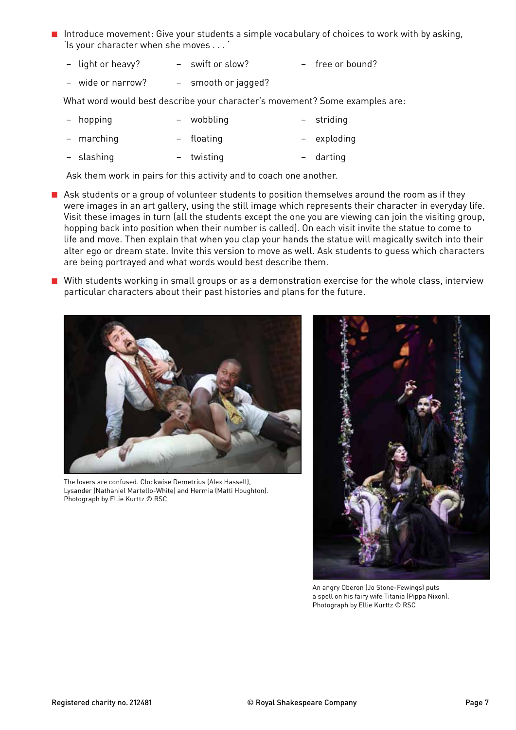- Introduce movement: Give your students a simple vocabulary of choices to work with by asking, 'Is your character when she moves . . . '

  - light or heavy?
  - swift or slow?
  - free or bound?
  - wide or narrow?
  - smooth or jagged?

  What word would best describe your character's movement? Some examples are:

  - hopping
  - wobbling
  - striding
  - marching
  - floating
  - exploding
  - slashing
  - twisting
  - darting

  Ask them work in pairs for this activity and to coach one another.

- Ask students or a group of volunteer students to position themselves around the room as if they were images in an art gallery, using the still image which represents their character in everyday life. Visit these images in turn (all the students except the one you are viewing can join the visiting group, hopping back into position when their number is called). On each visit invite the statue to come to life and move. Then explain that when you clap your hands the statue will magically switch into their alter ego or dream state. Invite this version to move as well. Ask students to guess which characters are being portrayed and what words would best describe them.

- With students working in small groups or as a demonstration exercise for the whole class, interview particular characters about their past histories and plans for the future.

The lovers are confused. Clockwise Demetrius (Alex Hassell), Lysander (Nathaniel Martello-White) and Hermia (Matti Houghton). Photograph by Ellie Kurttz © RSC

An angry Oberon (Jo Stone-Fewings) puts a spell on his fairy wife Titania (Pippa Nixon). Photograph by Ellie Kurttz © RSC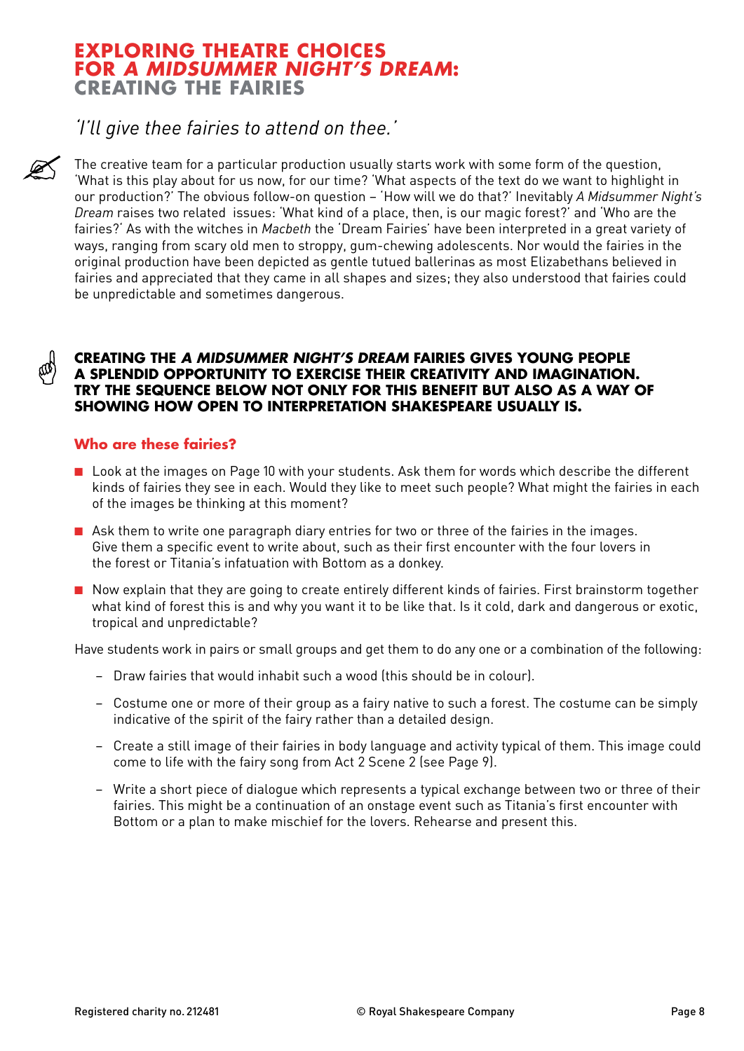# EXPLORING THEATRE CHOICES FOR *A MIDSUMMER NIGHT'S DREAM*: CREATING THE FAIRIES

*'I'll give thee fairies to attend on thee.'*

The creative team for a particular production usually starts work with some form of the question, 'What is this play about for us now, for our time? 'What aspects of the text do we want to highlight in our production?' The obvious follow-on question – 'How will we do that?' Inevitably *A Midsummer Night's Dream* raises two related issues: 'What kind of a place, then, is our magic forest?' and 'Who are the fairies?' As with the witches in *Macbeth* the 'Dream Fairies' have been interpreted in a great variety of ways, ranging from scary old men to stroppy, gum-chewing adolescents. Nor would the fairies in the original production have been depicted as gentle tutued ballerinas as most Elizabethans believed in fairies and appreciated that they came in all shapes and sizes; they also understood that fairies could be unpredictable and sometimes dangerous.

**CREATING THE *A MIDSUMMER NIGHT'S DREAM* FAIRIES GIVES YOUNG PEOPLE A SPLENDID OPPORTUNITY TO EXERCISE THEIR CREATIVITY AND IMAGINATION. TRY THE SEQUENCE BELOW NOT ONLY FOR THIS BENEFIT BUT ALSO AS A WAY OF SHOWING HOW OPEN TO INTERPRETATION SHAKESPEARE USUALLY IS.**

## Who are these fairies?

- Look at the images on Page 10 with your students. Ask them for words which describe the different kinds of fairies they see in each. Would they like to meet such people? What might the fairies in each of the images be thinking at this moment?
- Ask them to write one paragraph diary entries for two or three of the fairies in the images. Give them a specific event to write about, such as their first encounter with the four lovers in the forest or Titania's infatuation with Bottom as a donkey.
- Now explain that they are going to create entirely different kinds of fairies. First brainstorm together what kind of forest this is and why you want it to be like that. Is it cold, dark and dangerous or exotic, tropical and unpredictable?

Have students work in pairs or small groups and get them to do any one or a combination of the following:

- Draw fairies that would inhabit such a wood (this should be in colour).
- Costume one or more of their group as a fairy native to such a forest. The costume can be simply indicative of the spirit of the fairy rather than a detailed design.
- Create a still image of their fairies in body language and activity typical of them. This image could come to life with the fairy song from Act 2 Scene 2 (see Page 9).
- Write a short piece of dialogue which represents a typical exchange between two or three of their fairies. This might be a continuation of an onstage event such as Titania's first encounter with Bottom or a plan to make mischief for the lovers. Rehearse and present this.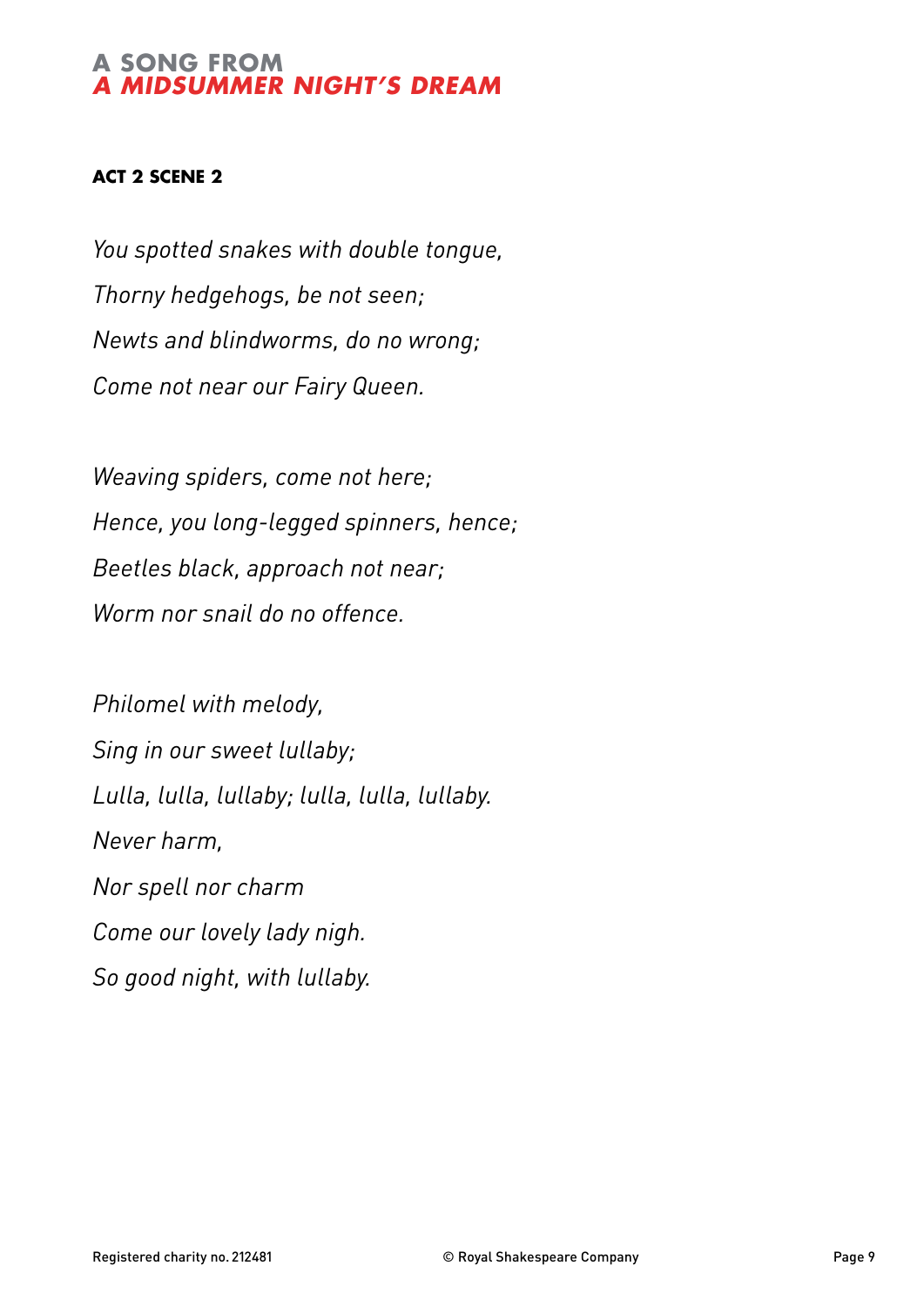# A SONG FROM *A MIDSUMMER NIGHT'S DREAM*

**ACT 2 SCENE 2**

*You spotted snakes with double tongue,*
*Thorny hedgehogs, be not seen;*
*Newts and blindworms, do no wrong;*
*Come not near our Fairy Queen.*

*Weaving spiders, come not here;*
*Hence, you long-legged spinners, hence;*
*Beetles black, approach not near;*
*Worm nor snail do no offence.*

*Philomel with melody,*
*Sing in our sweet lullaby;*
*Lulla, lulla, lullaby; lulla, lulla, lullaby.*
*Never harm,*
*Nor spell nor charm*
*Come our lovely lady nigh.*
*So good night, with lullaby.*

Registered charity no. 212481 © Royal Shakespeare Company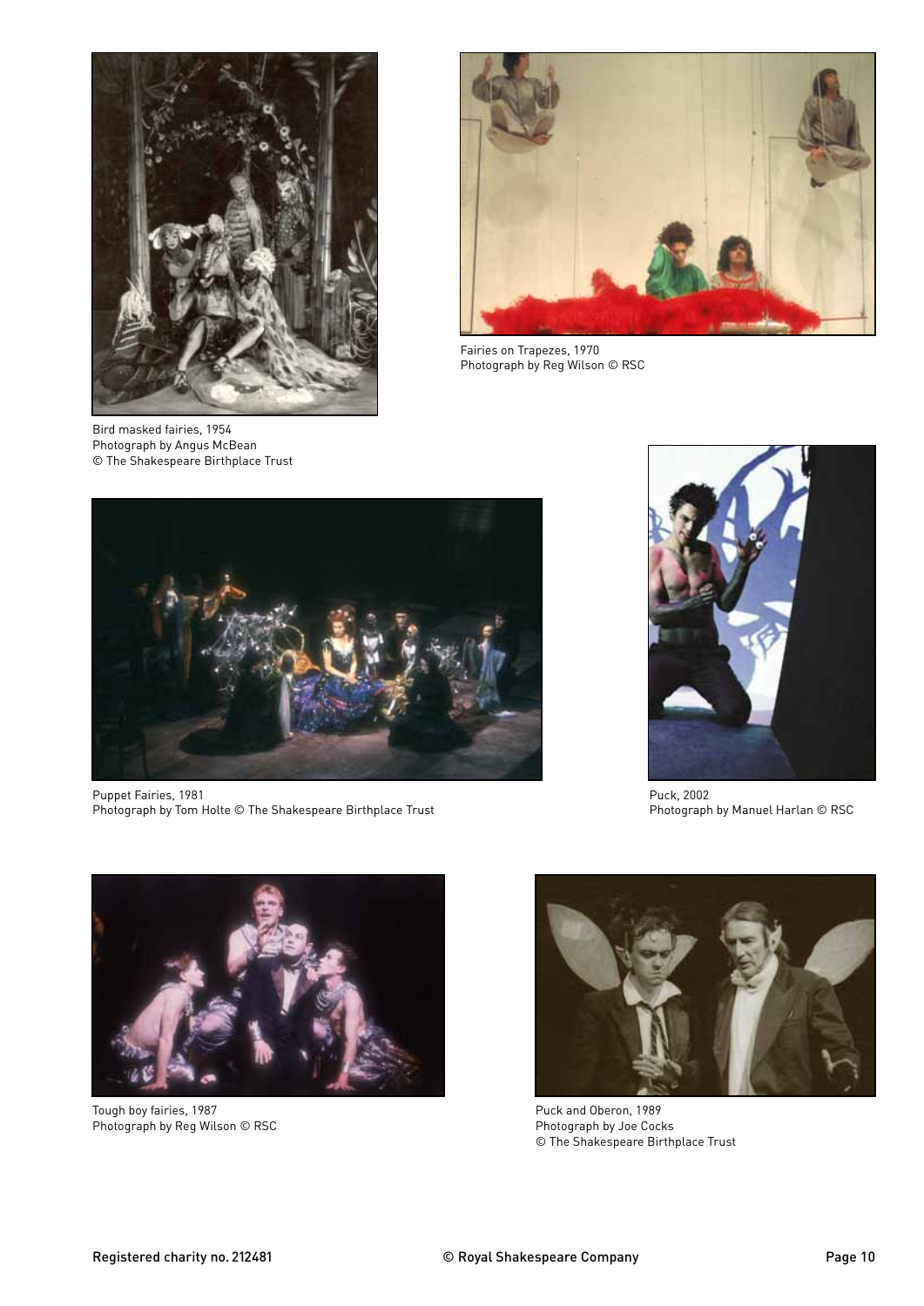Bird masked fairies, 1954
Photograph by Angus McBean
© The Shakespeare Birthplace Trust

Fairies on Trapezes, 1970
Photograph by Reg Wilson © RSC

Puppet Fairies, 1981
Photograph by Tom Holte © The Shakespeare Birthplace Trust

Puck, 2002
Photograph by Manuel Harlan © RSC

Tough boy fairies, 1987
Photograph by Reg Wilson © RSC

Puck and Oberon, 1989
Photograph by Joe Cocks
© The Shakespeare Birthplace Trust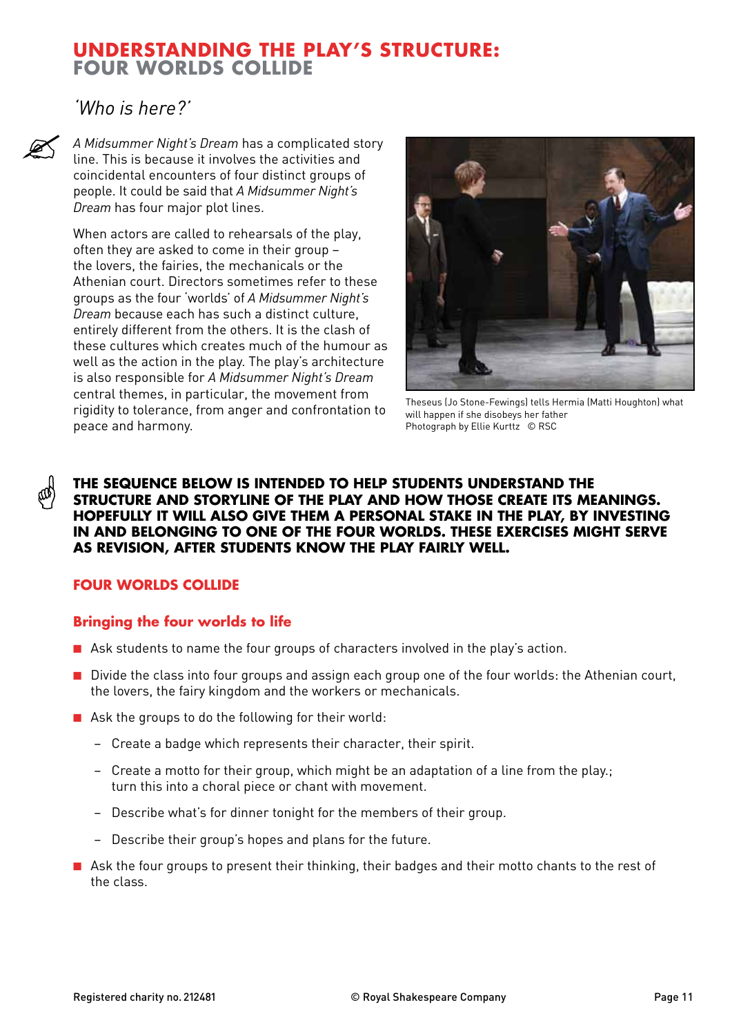# UNDERSTANDING THE PLAY'S STRUCTURE: FOUR WORLDS COLLIDE

## *'Who is here?'*

*A Midsummer Night's Dream* has a complicated story line. This is because it involves the activities and coincidental encounters of four distinct groups of people. It could be said that *A Midsummer Night's Dream* has four major plot lines.

When actors are called to rehearsals of the play, often they are asked to come in their group – the lovers, the fairies, the mechanicals or the Athenian court. Directors sometimes refer to these groups as the four 'worlds' of *A Midsummer Night's Dream* because each has such a distinct culture, entirely different from the others. It is the clash of these cultures which creates much of the humour as well as the action in the play. The play's architecture is also responsible for *A Midsummer Night's Dream* central themes, in particular, the movement from rigidity to tolerance, from anger and confrontation to peace and harmony.

Theseus (Jo Stone-Fewings) tells Hermia (Matti Houghton) what will happen if she disobeys her father
Photograph by Ellie Kurttz © RSC

**THE SEQUENCE BELOW IS INTENDED TO HELP STUDENTS UNDERSTAND THE STRUCTURE AND STORYLINE OF THE PLAY AND HOW THOSE CREATE ITS MEANINGS. HOPEFULLY IT WILL ALSO GIVE THEM A PERSONAL STAKE IN THE PLAY, BY INVESTING IN AND BELONGING TO ONE OF THE FOUR WORLDS. THESE EXERCISES MIGHT SERVE AS REVISION, AFTER STUDENTS KNOW THE PLAY FAIRLY WELL.**

### FOUR WORLDS COLLIDE

#### Bringing the four worlds to life

- Ask students to name the four groups of characters involved in the play's action.
- Divide the class into four groups and assign each group one of the four worlds: the Athenian court, the lovers, the fairy kingdom and the workers or mechanicals.
- Ask the groups to do the following for their world:
  - Create a badge which represents their character, their spirit.
  - Create a motto for their group, which might be an adaptation of a line from the play.; turn this into a choral piece or chant with movement.
  - Describe what's for dinner tonight for the members of their group.
  - Describe their group's hopes and plans for the future.
- Ask the four groups to present their thinking, their badges and their motto chants to the rest of the class.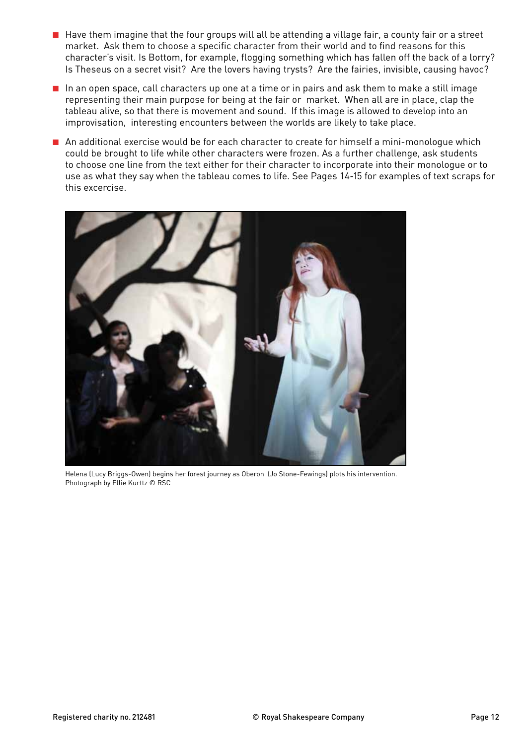- Have them imagine that the four groups will all be attending a village fair, a county fair or a street market. Ask them to choose a specific character from their world and to find reasons for this character's visit. Is Bottom, for example, flogging something which has fallen off the back of a lorry? Is Theseus on a secret visit? Are the lovers having trysts? Are the fairies, invisible, causing havoc?
- In an open space, call characters up one at a time or in pairs and ask them to make a still image representing their main purpose for being at the fair or market. When all are in place, clap the tableau alive, so that there is movement and sound. If this image is allowed to develop into an improvisation, interesting encounters between the worlds are likely to take place.
- An additional exercise would be for each character to create for himself a mini-monologue which could be brought to life while other characters were frozen. As a further challenge, ask students to choose one line from the text either for their character to incorporate into their monologue or to use as what they say when the tableau comes to life. See Pages 14-15 for examples of text scraps for this excercise.

Helena (Lucy Briggs-Owen) begins her forest journey as Oberon (Jo Stone-Fewings) plots his intervention. Photograph by Ellie Kurttz © RSC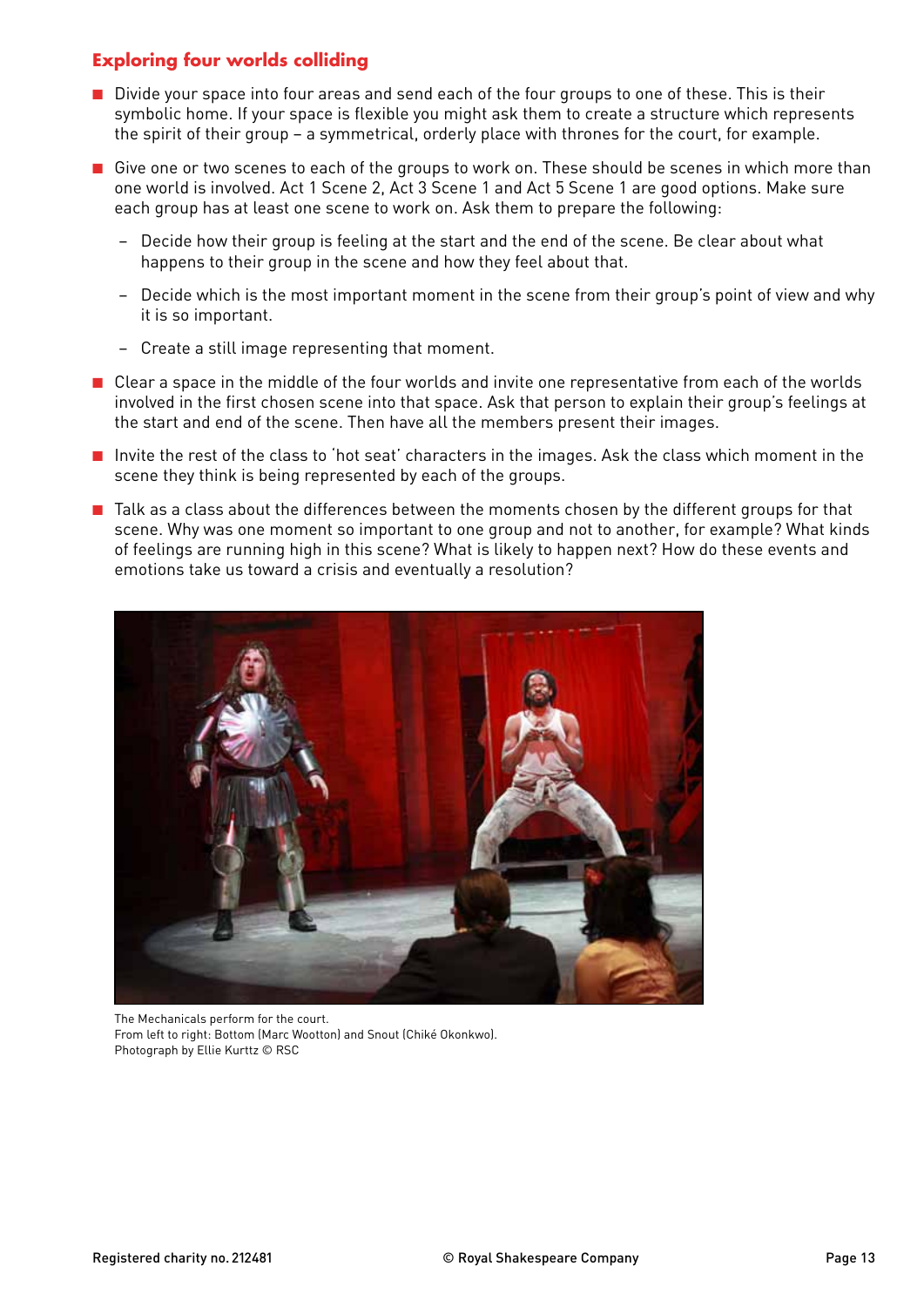## Exploring four worlds colliding

- Divide your space into four areas and send each of the four groups to one of these. This is their symbolic home. If your space is flexible you might ask them to create a structure which represents the spirit of their group – a symmetrical, orderly place with thrones for the court, for example.
- Give one or two scenes to each of the groups to work on. These should be scenes in which more than one world is involved. Act 1 Scene 2, Act 3 Scene 1 and Act 5 Scene 1 are good options. Make sure each group has at least one scene to work on. Ask them to prepare the following:
  - Decide how their group is feeling at the start and the end of the scene. Be clear about what happens to their group in the scene and how they feel about that.
  - Decide which is the most important moment in the scene from their group's point of view and why it is so important.
  - Create a still image representing that moment.
- Clear a space in the middle of the four worlds and invite one representative from each of the worlds involved in the first chosen scene into that space. Ask that person to explain their group's feelings at the start and end of the scene. Then have all the members present their images.
- Invite the rest of the class to 'hot seat' characters in the images. Ask the class which moment in the scene they think is being represented by each of the groups.
- Talk as a class about the differences between the moments chosen by the different groups for that scene. Why was one moment so important to one group and not to another, for example? What kinds of feelings are running high in this scene? What is likely to happen next? How do these events and emotions take us toward a crisis and eventually a resolution?

The Mechanicals perform for the court.
From left to right: Bottom (Marc Wootton) and Snout (Chiké Okonkwo).
Photograph by Ellie Kurttz © RSC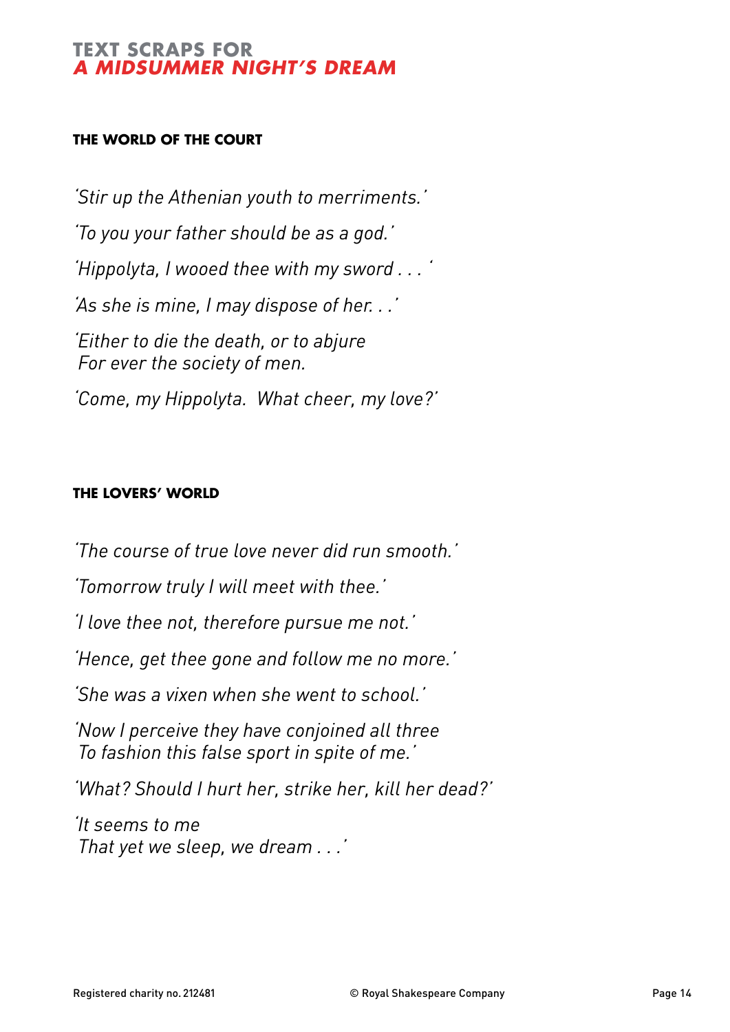# TEXT SCRAPS FOR *A MIDSUMMER NIGHT'S DREAM*

## THE WORLD OF THE COURT

*'Stir up the Athenian youth to merriments.'*

*'To you your father should be as a god.'*

*'Hippolyta, I wooed thee with my sword . . . '*

*'As she is mine, I may dispose of her. . .'*

*'Either to die the death, or to abjure  
For ever the society of men.*

*'Come, my Hippolyta. What cheer, my love?'*

## THE LOVERS' WORLD

*'The course of true love never did run smooth.'*

*'Tomorrow truly I will meet with thee.'*

*'I love thee not, therefore pursue me not.'*

*'Hence, get thee gone and follow me no more.'*

*'She was a vixen when she went to school.'*

*'Now I perceive they have conjoined all three  
To fashion this false sport in spite of me.'*

*'What? Should I hurt her, strike her, kill her dead?'*

*'It seems to me  
That yet we sleep, we dream . . .'*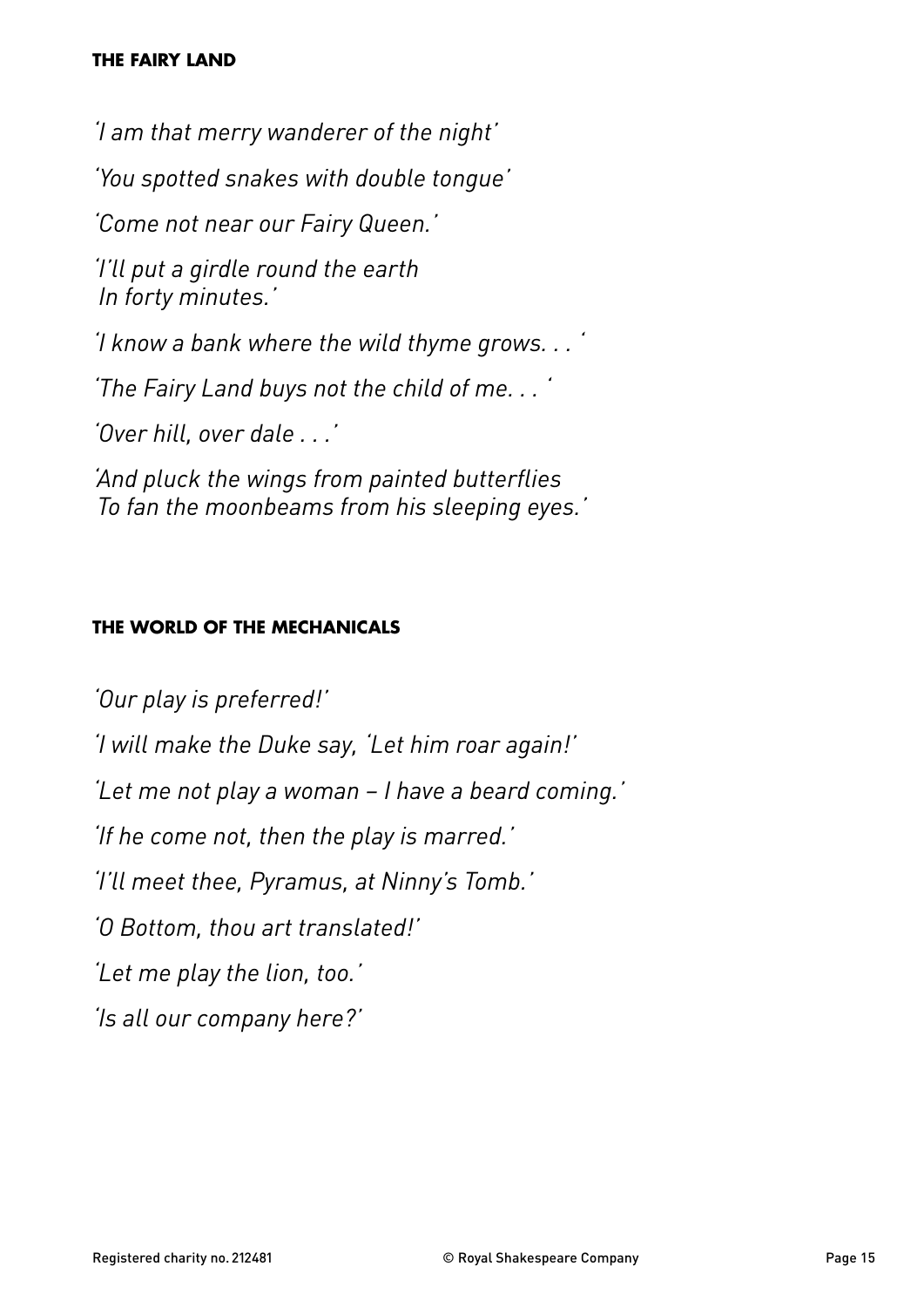### THE FAIRY LAND

*'I am that merry wanderer of the night'*

*'You spotted snakes with double tongue'*

*'Come not near our Fairy Queen.'*

*'I'll put a girdle round the earth  
In forty minutes.'*

*'I know a bank where the wild thyme grows. . . '*

*'The Fairy Land buys not the child of me. . . '*

*'Over hill, over dale . . .'*

*'And pluck the wings from painted butterflies  
To fan the moonbeams from his sleeping eyes.'*

### THE WORLD OF THE MECHANICALS

*'Our play is preferred!'*

*'I will make the Duke say, 'Let him roar again!'*

*'Let me not play a woman – I have a beard coming.'*

*'If he come not, then the play is marred.'*

*'I'll meet thee, Pyramus, at Ninny's Tomb.'*

*'O Bottom, thou art translated!'*

*'Let me play the lion, too.'*

*'Is all our company here?'*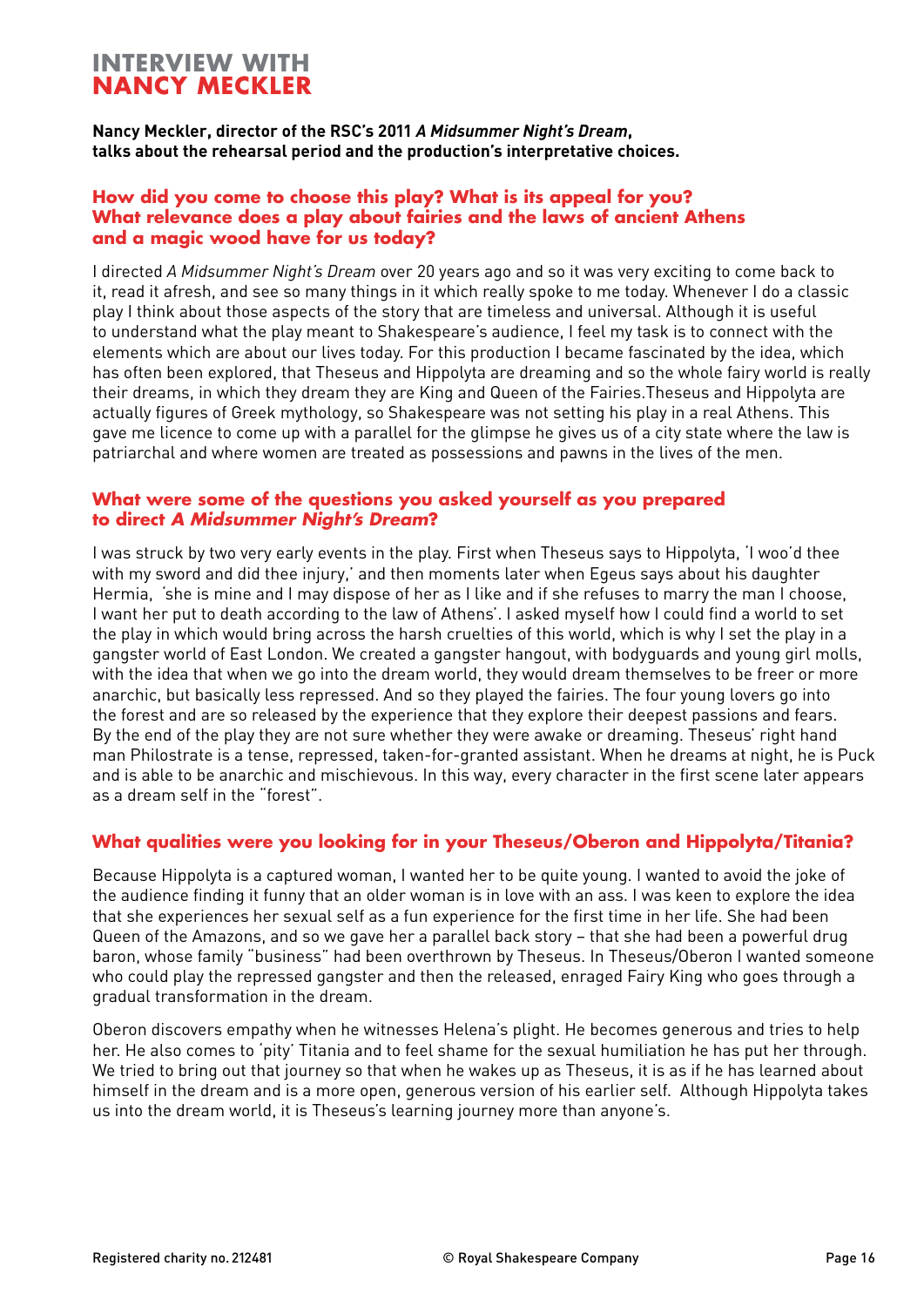# INTERVIEW WITH NANCY MECKLER

**Nancy Meckler, director of the RSC's 2011 *A Midsummer Night's Dream*, talks about the rehearsal period and the production's interpretative choices.**

## How did you come to choose this play? What is its appeal for you? What relevance does a play about fairies and the laws of ancient Athens and a magic wood have for us today?

I directed *A Midsummer Night's Dream* over 20 years ago and so it was very exciting to come back to it, read it afresh, and see so many things in it which really spoke to me today. Whenever I do a classic play I think about those aspects of the story that are timeless and universal. Although it is useful to understand what the play meant to Shakespeare's audience, I feel my task is to connect with the elements which are about our lives today. For this production I became fascinated by the idea, which has often been explored, that Theseus and Hippolyta are dreaming and so the whole fairy world is really their dreams, in which they dream they are King and Queen of the Fairies.Theseus and Hippolyta are actually figures of Greek mythology, so Shakespeare was not setting his play in a real Athens. This gave me licence to come up with a parallel for the glimpse he gives us of a city state where the law is patriarchal and where women are treated as possessions and pawns in the lives of the men.

## What were some of the questions you asked yourself as you prepared to direct *A Midsummer Night's Dream*?

I was struck by two very early events in the play. First when Theseus says to Hippolyta, 'I woo'd thee with my sword and did thee injury,' and then moments later when Egeus says about his daughter Hermia, 'she is mine and I may dispose of her as I like and if she refuses to marry the man I choose, I want her put to death according to the law of Athens'. I asked myself how I could find a world to set the play in which would bring across the harsh cruelties of this world, which is why I set the play in a gangster world of East London. We created a gangster hangout, with bodyguards and young girl molls, with the idea that when we go into the dream world, they would dream themselves to be freer or more anarchic, but basically less repressed. And so they played the fairies. The four young lovers go into the forest and are so released by the experience that they explore their deepest passions and fears. By the end of the play they are not sure whether they were awake or dreaming. Theseus' right hand man Philostrate is a tense, repressed, taken-for-granted assistant. When he dreams at night, he is Puck and is able to be anarchic and mischievous. In this way, every character in the first scene later appears as a dream self in the "forest".

## What qualities were you looking for in your Theseus/Oberon and Hippolyta/Titania?

Because Hippolyta is a captured woman, I wanted her to be quite young. I wanted to avoid the joke of the audience finding it funny that an older woman is in love with an ass. I was keen to explore the idea that she experiences her sexual self as a fun experience for the first time in her life. She had been Queen of the Amazons, and so we gave her a parallel back story – that she had been a powerful drug baron, whose family "business" had been overthrown by Theseus. In Theseus/Oberon I wanted someone who could play the repressed gangster and then the released, enraged Fairy King who goes through a gradual transformation in the dream.

Oberon discovers empathy when he witnesses Helena's plight. He becomes generous and tries to help her. He also comes to 'pity' Titania and to feel shame for the sexual humiliation he has put her through. We tried to bring out that journey so that when he wakes up as Theseus, it is as if he has learned about himself in the dream and is a more open, generous version of his earlier self. Although Hippolyta takes us into the dream world, it is Theseus's learning journey more than anyone's.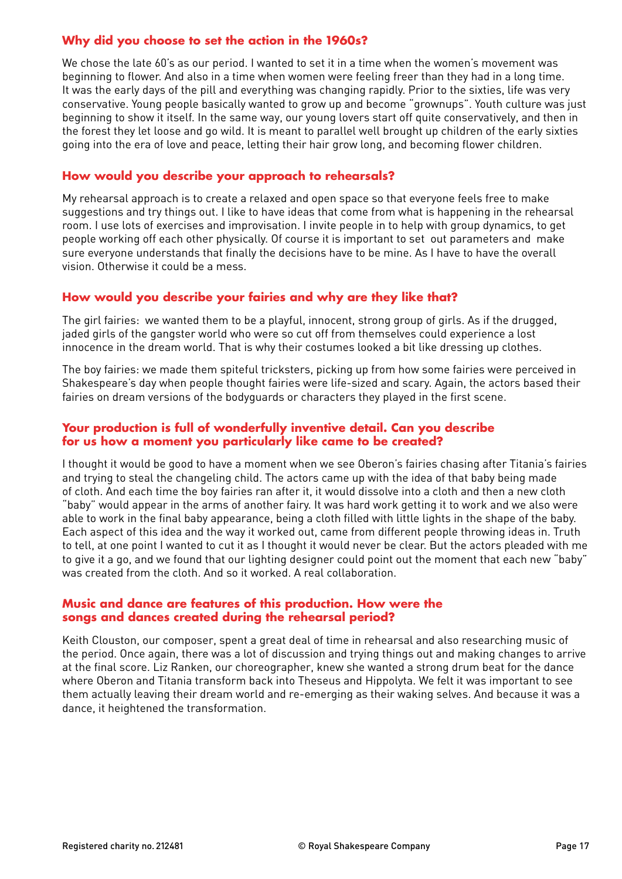### Why did you choose to set the action in the 1960s?

We chose the late 60's as our period. I wanted to set it in a time when the women's movement was beginning to flower. And also in a time when women were feeling freer than they had in a long time. It was the early days of the pill and everything was changing rapidly. Prior to the sixties, life was very conservative. Young people basically wanted to grow up and become "grownups". Youth culture was just beginning to show it itself. In the same way, our young lovers start off quite conservatively, and then in the forest they let loose and go wild. It is meant to parallel well brought up children of the early sixties going into the era of love and peace, letting their hair grow long, and becoming flower children.

### How would you describe your approach to rehearsals?

My rehearsal approach is to create a relaxed and open space so that everyone feels free to make suggestions and try things out. I like to have ideas that come from what is happening in the rehearsal room. I use lots of exercises and improvisation. I invite people in to help with group dynamics, to get people working off each other physically. Of course it is important to set out parameters and make sure everyone understands that finally the decisions have to be mine. As I have to have the overall vision. Otherwise it could be a mess.

### How would you describe your fairies and why are they like that?

The girl fairies: we wanted them to be a playful, innocent, strong group of girls. As if the drugged, jaded girls of the gangster world who were so cut off from themselves could experience a lost innocence in the dream world. That is why their costumes looked a bit like dressing up clothes.

The boy fairies: we made them spiteful tricksters, picking up from how some fairies were perceived in Shakespeare's day when people thought fairies were life-sized and scary. Again, the actors based their fairies on dream versions of the bodyguards or characters they played in the first scene.

### Your production is full of wonderfully inventive detail. Can you describe for us how a moment you particularly like came to be created?

I thought it would be good to have a moment when we see Oberon's fairies chasing after Titania's fairies and trying to steal the changeling child. The actors came up with the idea of that baby being made of cloth. And each time the boy fairies ran after it, it would dissolve into a cloth and then a new cloth "baby" would appear in the arms of another fairy. It was hard work getting it to work and we also were able to work in the final baby appearance, being a cloth filled with little lights in the shape of the baby. Each aspect of this idea and the way it worked out, came from different people throwing ideas in. Truth to tell, at one point I wanted to cut it as I thought it would never be clear. But the actors pleaded with me to give it a go, and we found that our lighting designer could point out the moment that each new "baby" was created from the cloth. And so it worked. A real collaboration.

### Music and dance are features of this production. How were the songs and dances created during the rehearsal period?

Keith Clouston, our composer, spent a great deal of time in rehearsal and also researching music of the period. Once again, there was a lot of discussion and trying things out and making changes to arrive at the final score. Liz Ranken, our choreographer, knew she wanted a strong drum beat for the dance where Oberon and Titania transform back into Theseus and Hippolyta. We felt it was important to see them actually leaving their dream world and re-emerging as their waking selves. And because it was a dance, it heightened the transformation.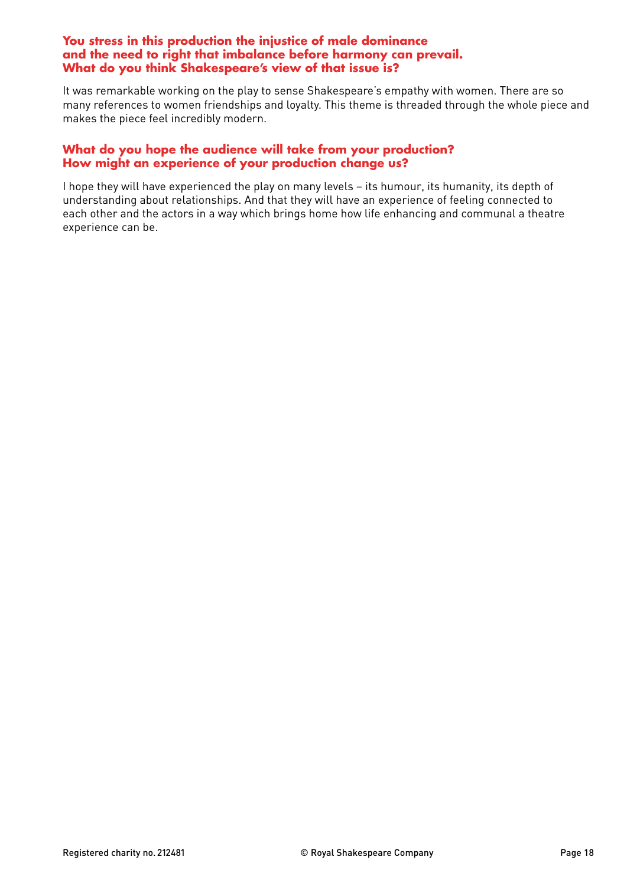**You stress in this production the injustice of male dominance and the need to right that imbalance before harmony can prevail. What do you think Shakespeare's view of that issue is?**

It was remarkable working on the play to sense Shakespeare's empathy with women. There are so many references to women friendships and loyalty. This theme is threaded through the whole piece and makes the piece feel incredibly modern.

**What do you hope the audience will take from your production? How might an experience of your production change us?**

I hope they will have experienced the play on many levels – its humour, its humanity, its depth of understanding about relationships. And that they will have an experience of feeling connected to each other and the actors in a way which brings home how life enhancing and communal a theatre experience can be.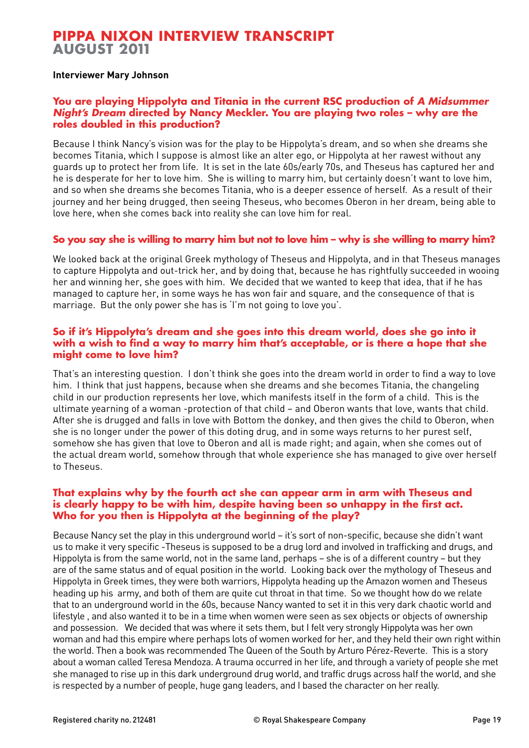# PIPPA NIXON INTERVIEW TRANSCRIPT
## AUGUST 2011

**Interviewer Mary Johnson**

### You are playing Hippolyta and Titania in the current RSC production of *A Midsummer Night's Dream* directed by Nancy Meckler. You are playing two roles – why are the roles doubled in this production?

Because I think Nancy's vision was for the play to be Hippolyta's dream, and so when she dreams she becomes Titania, which I suppose is almost like an alter ego, or Hippolyta at her rawest without any guards up to protect her from life. It is set in the late 60s/early 70s, and Theseus has captured her and he is desperate for her to love him. She is willing to marry him, but certainly doesn't want to love him, and so when she dreams she becomes Titania, who is a deeper essence of herself. As a result of their journey and her being drugged, then seeing Theseus, who becomes Oberon in her dream, being able to love here, when she comes back into reality she can love him for real.

### So you say she is willing to marry him but not to love him – why is she willing to marry him?

We looked back at the original Greek mythology of Theseus and Hippolyta, and in that Theseus manages to capture Hippolyta and out-trick her, and by doing that, because he has rightfully succeeded in wooing her and winning her, she goes with him. We decided that we wanted to keep that idea, that if he has managed to capture her, in some ways he has won fair and square, and the consequence of that is marriage. But the only power she has is 'I'm not going to love you'.

### So if it's Hippolyta's dream and she goes into this dream world, does she go into it with a wish to find a way to marry him that's acceptable, or is there a hope that she might come to love him?

That's an interesting question. I don't think she goes into the dream world in order to find a way to love him. I think that just happens, because when she dreams and she becomes Titania, the changeling child in our production represents her love, which manifests itself in the form of a child. This is the ultimate yearning of a woman -protection of that child – and Oberon wants that love, wants that child. After she is drugged and falls in love with Bottom the donkey, and then gives the child to Oberon, when she is no longer under the power of this doting drug, and in some ways returns to her purest self, somehow she has given that love to Oberon and all is made right; and again, when she comes out of the actual dream world, somehow through that whole experience she has managed to give over herself to Theseus.

### That explains why by the fourth act she can appear arm in arm with Theseus and is clearly happy to be with him, despite having been so unhappy in the first act. Who for you then is Hippolyta at the beginning of the play?

Because Nancy set the play in this underground world – it's sort of non-specific, because she didn't want us to make it very specific -Theseus is supposed to be a drug lord and involved in trafficking and drugs, and Hippolyta is from the same world, not in the same land, perhaps – she is of a different country – but they are of the same status and of equal position in the world. Looking back over the mythology of Theseus and Hippolyta in Greek times, they were both warriors, Hippolyta heading up the Amazon women and Theseus heading up his army, and both of them are quite cut throat in that time. So we thought how do we relate that to an underground world in the 60s, because Nancy wanted to set it in this very dark chaotic world and lifestyle , and also wanted it to be in a time when women were seen as sex objects or objects of ownership and possession. We decided that was where it sets them, but I felt very strongly Hippolyta was her own woman and had this empire where perhaps lots of women worked for her, and they held their own right within the world. Then a book was recommended The Queen of the South by Arturo Pérez-Reverte. This is a story about a woman called Teresa Mendoza. A trauma occurred in her life, and through a variety of people she met she managed to rise up in this dark underground drug world, and traffic drugs across half the world, and she is respected by a number of people, huge gang leaders, and I based the character on her really.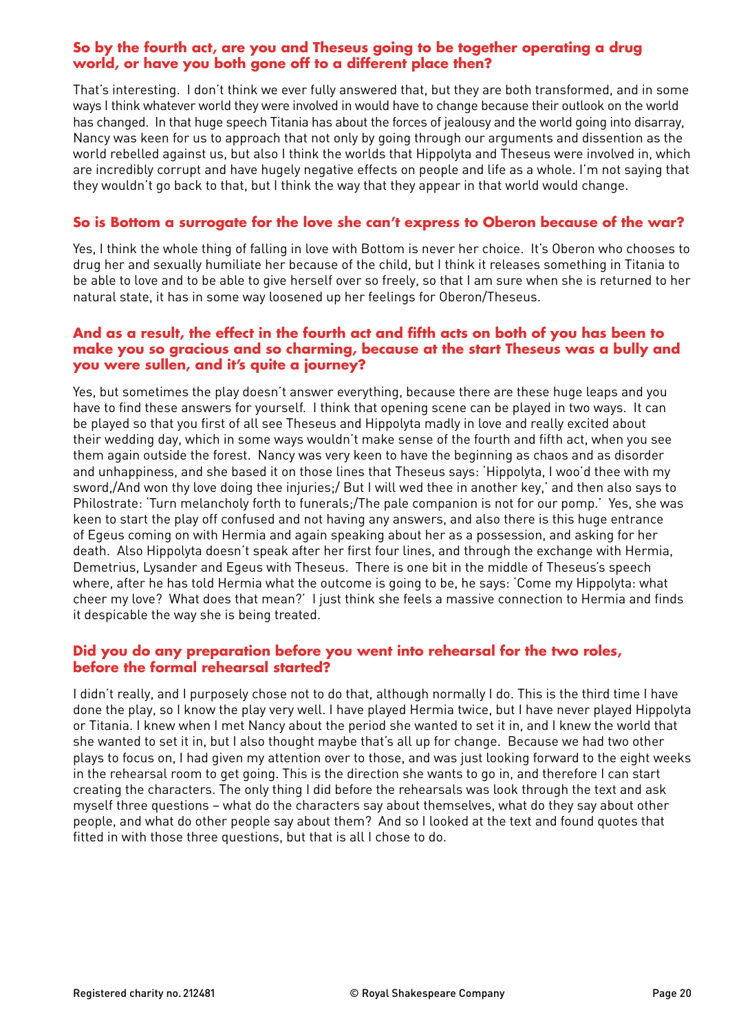**So by the fourth act, are you and Theseus going to be together operating a drug world, or have you both gone off to a different place then?**

That's interesting. I don't think we ever fully answered that, but they are both transformed, and in some ways I think whatever world they were involved in would have to change because their outlook on the world has changed. In that huge speech Titania has about the forces of jealousy and the world going into disarray, Nancy was keen for us to approach that not only by going through our arguments and dissention as the world rebelled against us, but also I think the worlds that Hippolyta and Theseus were involved in, which are incredibly corrupt and have hugely negative effects on people and life as a whole. I'm not saying that they wouldn't go back to that, but I think the way that they appear in that world would change.

**So is Bottom a surrogate for the love she can't express to Oberon because of the war?**

Yes, I think the whole thing of falling in love with Bottom is never her choice. It's Oberon who chooses to drug her and sexually humiliate her because of the child, but I think it releases something in Titania to be able to love and to be able to give herself over so freely, so that I am sure when she is returned to her natural state, it has in some way loosened up her feelings for Oberon/Theseus.

**And as a result, the effect in the fourth act and fifth acts on both of you has been to make you so gracious and so charming, because at the start Theseus was a bully and you were sullen, and it's quite a journey?**

Yes, but sometimes the play doesn't answer everything, because there are these huge leaps and you have to find these answers for yourself. I think that opening scene can be played in two ways. It can be played so that you first of all see Theseus and Hippolyta madly in love and really excited about their wedding day, which in some ways wouldn't make sense of the fourth and fifth act, when you see them again outside the forest. Nancy was very keen to have the beginning as chaos and as disorder and unhappiness, and she based it on those lines that Theseus says: 'Hippolyta, I woo'd thee with my sword,/And won thy love doing thee injuries;/ But I will wed thee in another key,' and then also says to Philostrate: 'Turn melancholy forth to funerals;/The pale companion is not for our pomp.' Yes, she was keen to start the play off confused and not having any answers, and also there is this huge entrance of Egeus coming on with Hermia and again speaking about her as a possession, and asking for her death. Also Hippolyta doesn't speak after her first four lines, and through the exchange with Hermia, Demetrius, Lysander and Egeus with Theseus. There is one bit in the middle of Theseus's speech where, after he has told Hermia what the outcome is going to be, he says: 'Come my Hippolyta: what cheer my love? What does that mean?' I just think she feels a massive connection to Hermia and finds it despicable the way she is being treated.

**Did you do any preparation before you went into rehearsal for the two roles, before the formal rehearsal started?**

I didn't really, and I purposely chose not to do that, although normally I do. This is the third time I have done the play, so I know the play very well. I have played Hermia twice, but I have never played Hippolyta or Titania. I knew when I met Nancy about the period she wanted to set it in, and I knew the world that she wanted to set it in, but I also thought maybe that's all up for change. Because we had two other plays to focus on, I had given my attention over to those, and was just looking forward to the eight weeks in the rehearsal room to get going. This is the direction she wants to go in, and therefore I can start creating the characters. The only thing I did before the rehearsals was look through the text and ask myself three questions – what do the characters say about themselves, what do they say about other people, and what do other people say about them? And so I looked at the text and found quotes that fitted in with those three questions, but that is all I chose to do.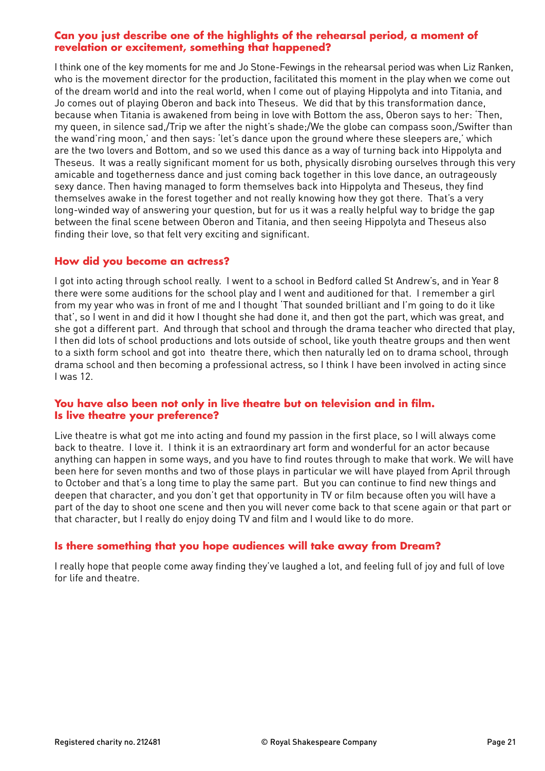### Can you just describe one of the highlights of the rehearsal period, a moment of revelation or excitement, something that happened?

I think one of the key moments for me and Jo Stone-Fewings in the rehearsal period was when Liz Ranken, who is the movement director for the production, facilitated this moment in the play when we come out of the dream world and into the real world, when I come out of playing Hippolyta and into Titania, and Jo comes out of playing Oberon and back into Theseus. We did that by this transformation dance, because when Titania is awakened from being in love with Bottom the ass, Oberon says to her: 'Then, my queen, in silence sad,/Trip we after the night's shade;/We the globe can compass soon,/Swifter than the wand'ring moon,' and then says: 'let's dance upon the ground where these sleepers are,' which are the two lovers and Bottom, and so we used this dance as a way of turning back into Hippolyta and Theseus. It was a really significant moment for us both, physically disrobing ourselves through this very amicable and togetherness dance and just coming back together in this love dance, an outrageously sexy dance. Then having managed to form themselves back into Hippolyta and Theseus, they find themselves awake in the forest together and not really knowing how they got there. That's a very long-winded way of answering your question, but for us it was a really helpful way to bridge the gap between the final scene between Oberon and Titania, and then seeing Hippolyta and Theseus also finding their love, so that felt very exciting and significant.

### How did you become an actress?

I got into acting through school really. I went to a school in Bedford called St Andrew's, and in Year 8 there were some auditions for the school play and I went and auditioned for that. I remember a girl from my year who was in front of me and I thought 'That sounded brilliant and I'm going to do it like that', so I went in and did it how I thought she had done it, and then got the part, which was great, and she got a different part. And through that school and through the drama teacher who directed that play, I then did lots of school productions and lots outside of school, like youth theatre groups and then went to a sixth form school and got into theatre there, which then naturally led on to drama school, through drama school and then becoming a professional actress, so I think I have been involved in acting since I was 12.

### You have also been not only in live theatre but on television and in film. Is live theatre your preference?

Live theatre is what got me into acting and found my passion in the first place, so I will always come back to theatre. I love it. I think it is an extraordinary art form and wonderful for an actor because anything can happen in some ways, and you have to find routes through to make that work. We will have been here for seven months and two of those plays in particular we will have played from April through to October and that's a long time to play the same part. But you can continue to find new things and deepen that character, and you don't get that opportunity in TV or film because often you will have a part of the day to shoot one scene and then you will never come back to that scene again or that part or that character, but I really do enjoy doing TV and film and I would like to do more.

### Is there something that you hope audiences will take away from Dream?

I really hope that people come away finding they've laughed a lot, and feeling full of joy and full of love for life and theatre.